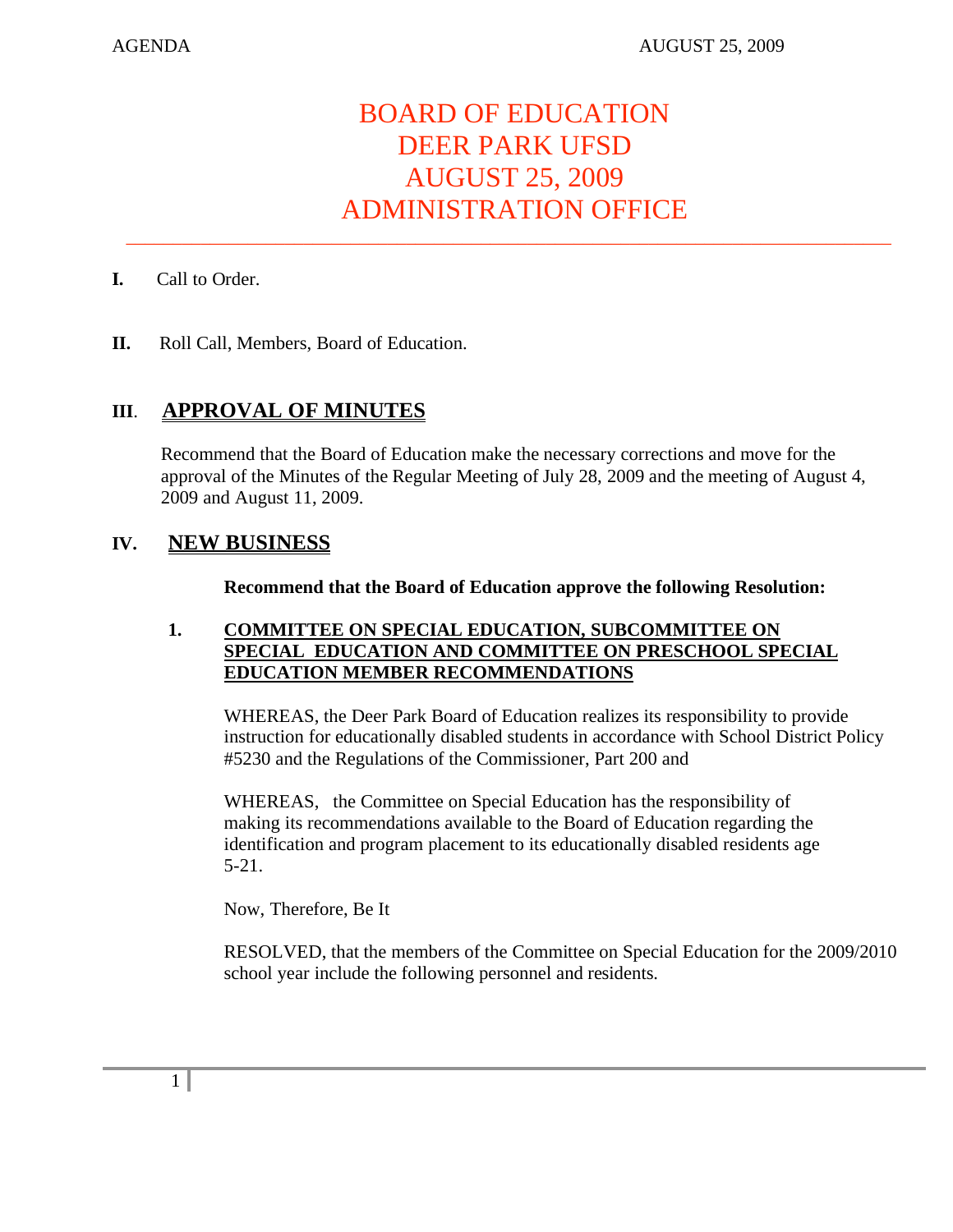# BOARD OF EDUCATION
# DEER PARK UFSD
# AUGUST 25, 2009
# ADMINISTRATION OFFICE

**I.** Call to Order.

**II.** Roll Call, Members, Board of Education.

## III. APPROVAL OF MINUTES

Recommend that the Board of Education make the necessary corrections and move for the approval of the Minutes of the Regular Meeting of July 28, 2009 and the meeting of August 4, 2009 and August 11, 2009.

## IV. NEW BUSINESS

**Recommend that the Board of Education approve the following Resolution:**

### 1. COMMITTEE ON SPECIAL EDUCATION, SUBCOMMITTEE ON SPECIAL EDUCATION AND COMMITTEE ON PRESCHOOL SPECIAL EDUCATION MEMBER RECOMMENDATIONS

WHEREAS, the Deer Park Board of Education realizes its responsibility to provide instruction for educationally disabled students in accordance with School District Policy #5230 and the Regulations of the Commissioner, Part 200 and

WHEREAS, the Committee on Special Education has the responsibility of making its recommendations available to the Board of Education regarding the identification and program placement to its educationally disabled residents age 5-21.

Now, Therefore, Be It

RESOLVED, that the members of the Committee on Special Education for the 2009/2010 school year include the following personnel and residents.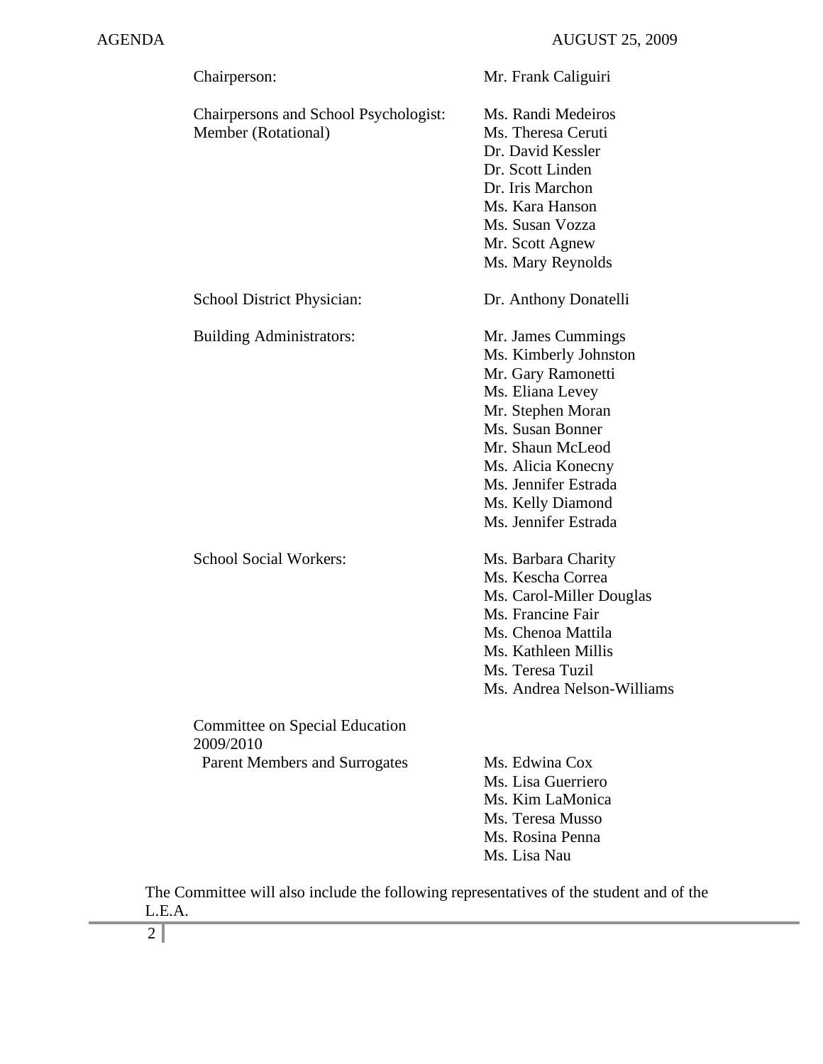| | |
|---|---|
| Chairperson: | Mr. Frank Caliguiri |
| Chairpersons and School Psychologist: Member (Rotational) | Ms. Randi Medeiros<br>Ms. Theresa Ceruti<br>Dr. David Kessler<br>Dr. Scott Linden<br>Dr. Iris Marchon<br>Ms. Kara Hanson<br>Ms. Susan Vozza<br>Mr. Scott Agnew<br>Ms. Mary Reynolds |
| School District Physician: | Dr. Anthony Donatelli |
| Building Administrators: | Mr. James Cummings<br>Ms. Kimberly Johnston<br>Mr. Gary Ramonetti<br>Ms. Eliana Levey<br>Mr. Stephen Moran<br>Ms. Susan Bonner<br>Mr. Shaun McLeod<br>Ms. Alicia Konecny<br>Ms. Jennifer Estrada<br>Ms. Kelly Diamond<br>Ms. Jennifer Estrada |
| School Social Workers: | Ms. Barbara Charity<br>Ms. Kescha Correa<br>Ms. Carol-Miller Douglas<br>Ms. Francine Fair<br>Ms. Chenoa Mattila<br>Ms. Kathleen Millis<br>Ms. Teresa Tuzil<br>Ms. Andrea Nelson-Williams |
| Committee on Special Education 2009/2010<br>Parent Members and Surrogates | Ms. Edwina Cox<br>Ms. Lisa Guerriero<br>Ms. Kim LaMonica<br>Ms. Teresa Musso<br>Ms. Rosina Penna<br>Ms. Lisa Nau |

The Committee will also include the following representatives of the student and of the L.E.A.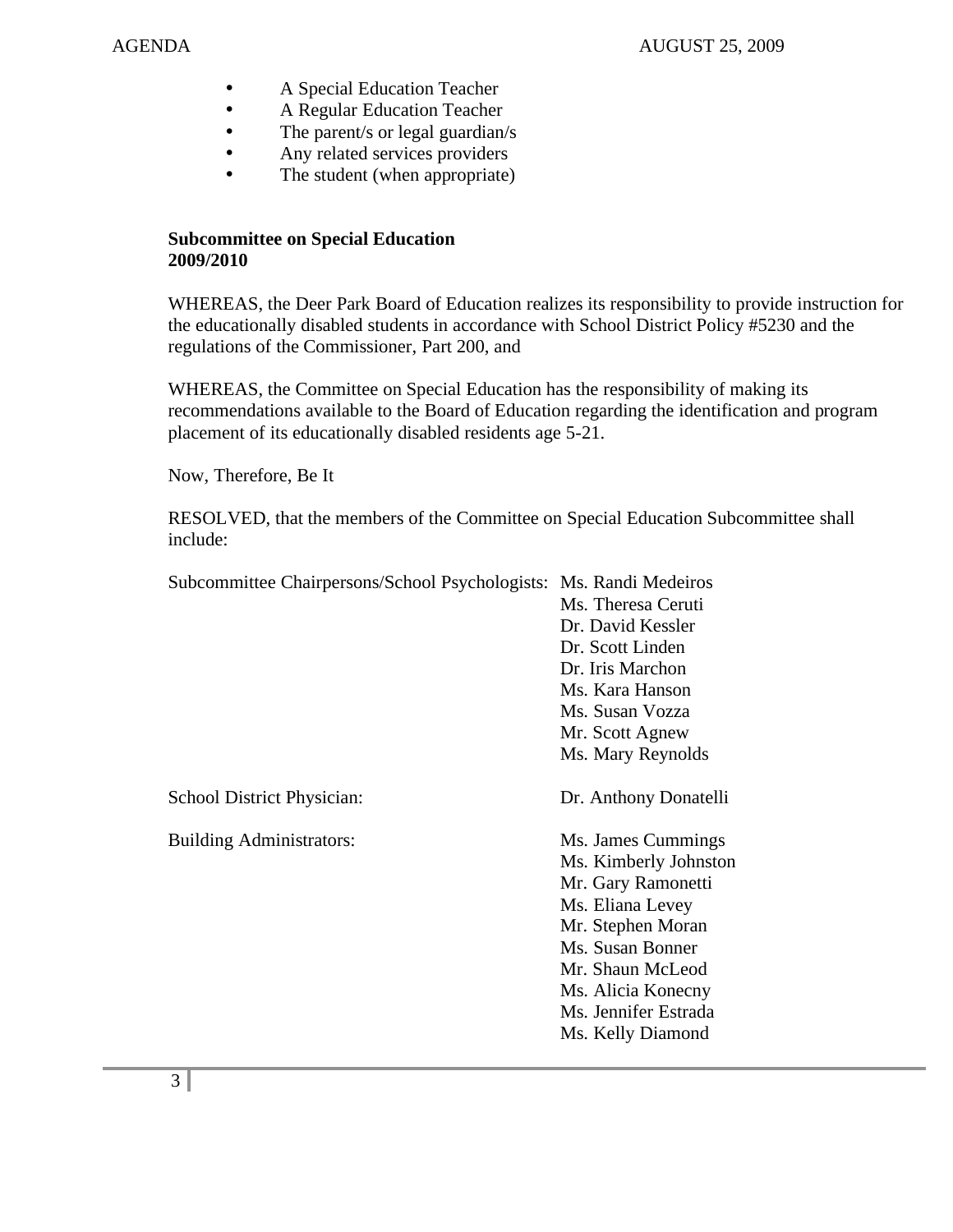- A Special Education Teacher
- A Regular Education Teacher
- The parent/s or legal guardian/s
- Any related services providers
- The student (when appropriate)

**Subcommittee on Special Education**
**2009/2010**

WHEREAS, the Deer Park Board of Education realizes its responsibility to provide instruction for the educationally disabled students in accordance with School District Policy #5230 and the regulations of the Commissioner, Part 200, and

WHEREAS, the Committee on Special Education has the responsibility of making its recommendations available to the Board of Education regarding the identification and program placement of its educationally disabled residents age 5-21.

Now, Therefore, Be It

RESOLVED, that the members of the Committee on Special Education Subcommittee shall include:

| | |
|---|---|
| Subcommittee Chairpersons/School Psychologists: | Ms. Randi Medeiros<br>Ms. Theresa Ceruti<br>Dr. David Kessler<br>Dr. Scott Linden<br>Dr. Iris Marchon<br>Ms. Kara Hanson<br>Ms. Susan Vozza<br>Mr. Scott Agnew<br>Ms. Mary Reynolds |
| School District Physician: | Dr. Anthony Donatelli |
| Building Administrators: | Ms. James Cummings<br>Ms. Kimberly Johnston<br>Mr. Gary Ramonetti<br>Ms. Eliana Levey<br>Mr. Stephen Moran<br>Ms. Susan Bonner<br>Mr. Shaun McLeod<br>Ms. Alicia Konecny<br>Ms. Jennifer Estrada<br>Ms. Kelly Diamond |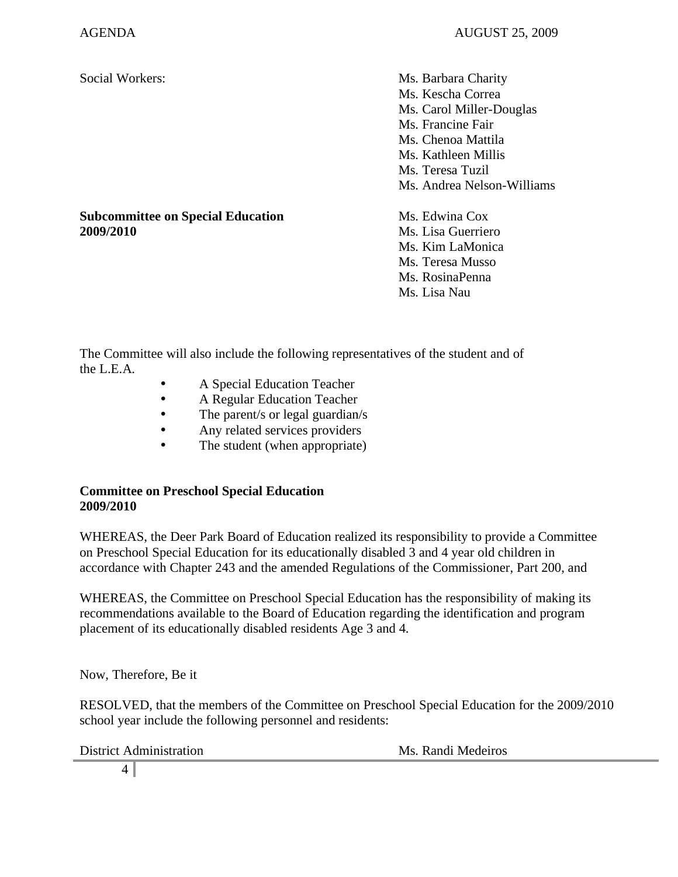Social Workers: Ms. Barbara Charity
Ms. Kescha Correa
Ms. Carol Miller-Douglas
Ms. Francine Fair
Ms. Chenoa Mattila
Ms. Kathleen Millis
Ms. Teresa Tuzil
Ms. Andrea Nelson-Williams

**Subcommittee on Special Education 2009/2010**

Ms. Edwina Cox
Ms. Lisa Guerriero
Ms. Kim LaMonica
Ms. Teresa Musso
Ms. RosinaPenna
Ms. Lisa Nau

The Committee will also include the following representatives of the student and of the L.E.A.

- A Special Education Teacher
- A Regular Education Teacher
- The parent/s or legal guardian/s
- Any related services providers
- The student (when appropriate)

**Committee on Preschool Special Education 2009/2010**

WHEREAS, the Deer Park Board of Education realized its responsibility to provide a Committee on Preschool Special Education for its educationally disabled 3 and 4 year old children in accordance with Chapter 243 and the amended Regulations of the Commissioner, Part 200, and

WHEREAS, the Committee on Preschool Special Education has the responsibility of making its recommendations available to the Board of Education regarding the identification and program placement of its educationally disabled residents Age 3 and 4.

Now, Therefore, Be it

RESOLVED, that the members of the Committee on Preschool Special Education for the 2009/2010 school year include the following personnel and residents:

District Administration Ms. Randi Medeiros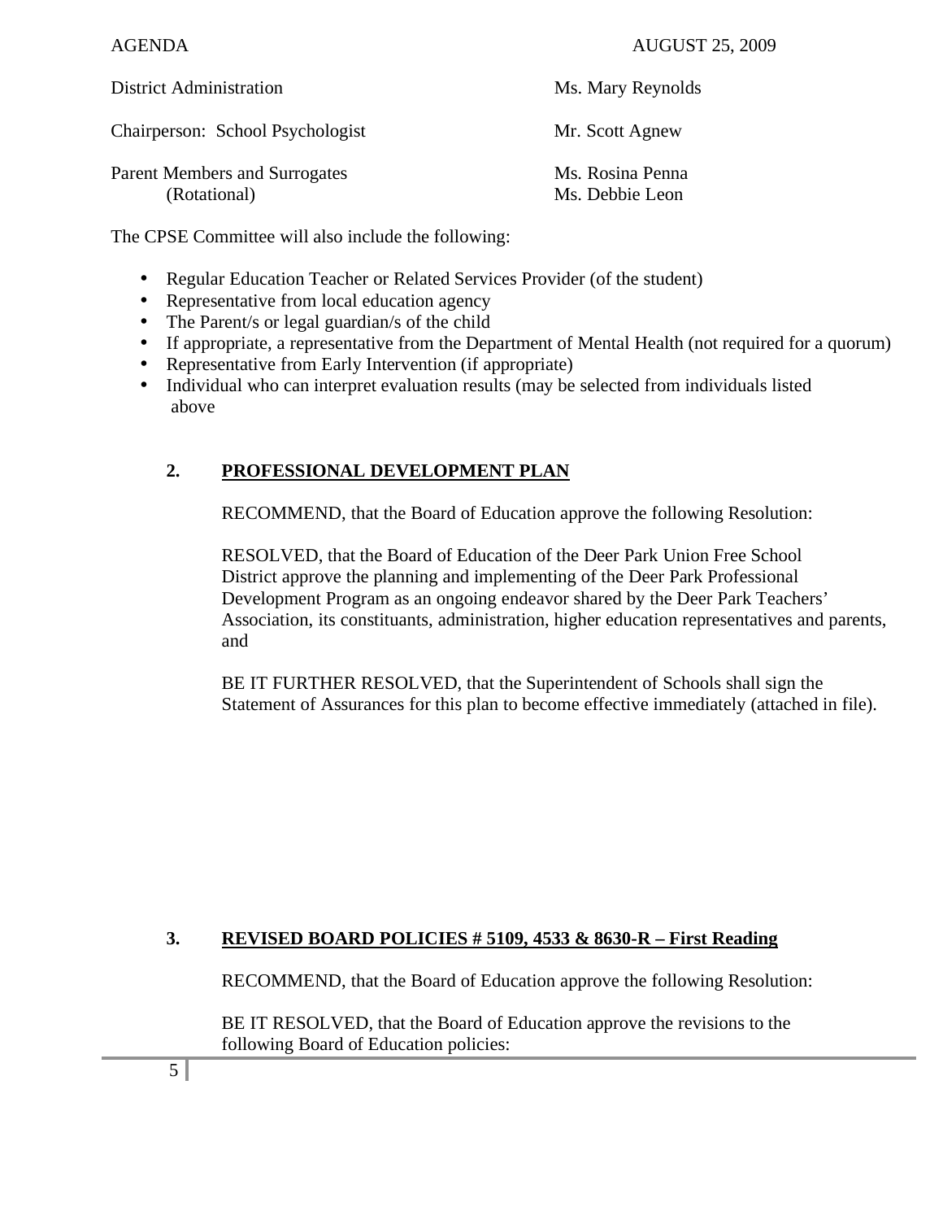| | |
|---|---|
| District Administration | Ms. Mary Reynolds |
| Chairperson: School Psychologist | Mr. Scott Agnew |
| Parent Members and Surrogates (Rotational) | Ms. Rosina Penna<br>Ms. Debbie Leon |

The CPSE Committee will also include the following:

- Regular Education Teacher or Related Services Provider (of the student)
- Representative from local education agency
- The Parent/s or legal guardian/s of the child
- If appropriate, a representative from the Department of Mental Health (not required for a quorum)
- Representative from Early Intervention (if appropriate)
- Individual who can interpret evaluation results (may be selected from individuals listed above

**2. <u>PROFESSIONAL DEVELOPMENT PLAN</u>**

RECOMMEND, that the Board of Education approve the following Resolution:

RESOLVED, that the Board of Education of the Deer Park Union Free School District approve the planning and implementing of the Deer Park Professional Development Program as an ongoing endeavor shared by the Deer Park Teachers' Association, its constituants, administration, higher education representatives and parents, and

BE IT FURTHER RESOLVED, that the Superintendent of Schools shall sign the Statement of Assurances for this plan to become effective immediately (attached in file).

**3. <u>REVISED BOARD POLICIES # 5109, 4533 & 8630-R – First Reading</u>**

RECOMMEND, that the Board of Education approve the following Resolution:

BE IT RESOLVED, that the Board of Education approve the revisions to the following Board of Education policies: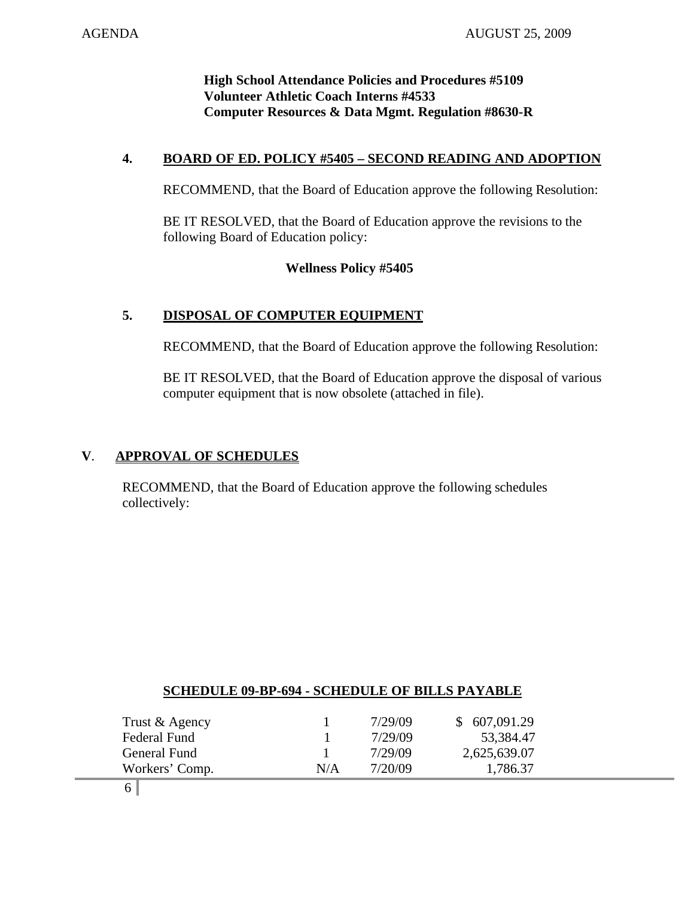**High School Attendance Policies and Procedures #5109**
**Volunteer Athletic Coach Interns #4533**
**Computer Resources & Data Mgmt. Regulation #8630-R**

**4. BOARD OF ED. POLICY #5405 – SECOND READING AND ADOPTION**

RECOMMEND, that the Board of Education approve the following Resolution:

BE IT RESOLVED, that the Board of Education approve the revisions to the following Board of Education policy:

**Wellness Policy #5405**

**5. DISPOSAL OF COMPUTER EQUIPMENT**

RECOMMEND, that the Board of Education approve the following Resolution:

BE IT RESOLVED, that the Board of Education approve the disposal of various computer equipment that is now obsolete (attached in file).

## V. APPROVAL OF SCHEDULES

RECOMMEND, that the Board of Education approve the following schedules collectively:

**SCHEDULE 09-BP-694 - SCHEDULE OF BILLS PAYABLE**

| | | | |
|---|---|---|---|
| Trust & Agency | 1 | 7/29/09 | $ 607,091.29 |
| Federal Fund | 1 | 7/29/09 | 53,384.47 |
| General Fund | 1 | 7/29/09 | 2,625,639.07 |
| Workers' Comp. | N/A | 7/20/09 | 1,786.37 |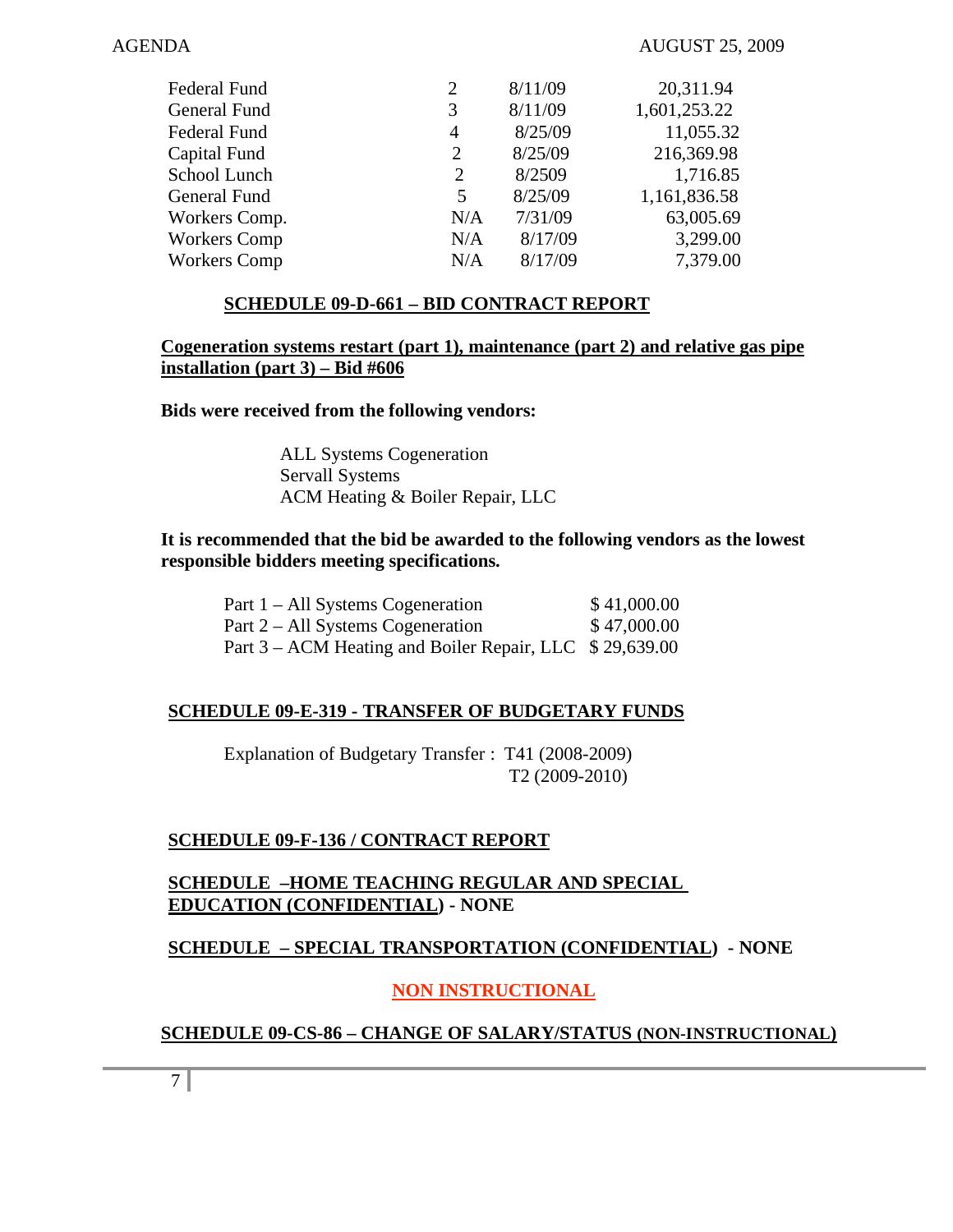| | | | |
|---|---|---|---|
| Federal Fund | 2 | 8/11/09 | 20,311.94 |
| General Fund | 3 | 8/11/09 | 1,601,253.22 |
| Federal Fund | 4 | 8/25/09 | 11,055.32 |
| Capital Fund | 2 | 8/25/09 | 216,369.98 |
| School Lunch | 2 | 8/2509 | 1,716.85 |
| General Fund | 5 | 8/25/09 | 1,161,836.58 |
| Workers Comp. | N/A | 7/31/09 | 63,005.69 |
| Workers Comp | N/A | 8/17/09 | 3,299.00 |
| Workers Comp | N/A | 8/17/09 | 7,379.00 |

**SCHEDULE 09-D-661 – BID CONTRACT REPORT**

**Cogeneration systems restart (part 1), maintenance (part 2) and relative gas pipe installation (part 3) – Bid #606**

**Bids were received from the following vendors:**

ALL Systems Cogeneration
Servall Systems
ACM Heating & Boiler Repair, LLC

**It is recommended that the bid be awarded to the following vendors as the lowest responsible bidders meeting specifications.**

| | |
|---|---|
| Part 1 – All Systems Cogeneration | $ 41,000.00 |
| Part 2 – All Systems Cogeneration | $ 47,000.00 |
| Part 3 – ACM Heating and Boiler Repair, LLC | $ 29,639.00 |

**SCHEDULE 09-E-319 - TRANSFER OF BUDGETARY FUNDS**

Explanation of Budgetary Transfer : T41 (2008-2009)
T2 (2009-2010)

**SCHEDULE 09-F-136 / CONTRACT REPORT**

**SCHEDULE –HOME TEACHING REGULAR AND SPECIAL EDUCATION (CONFIDENTIAL) - NONE**

**SCHEDULE – SPECIAL TRANSPORTATION (CONFIDENTIAL) - NONE**

**NON INSTRUCTIONAL**

**SCHEDULE 09-CS-86 – CHANGE OF SALARY/STATUS (NON-INSTRUCTIONAL)**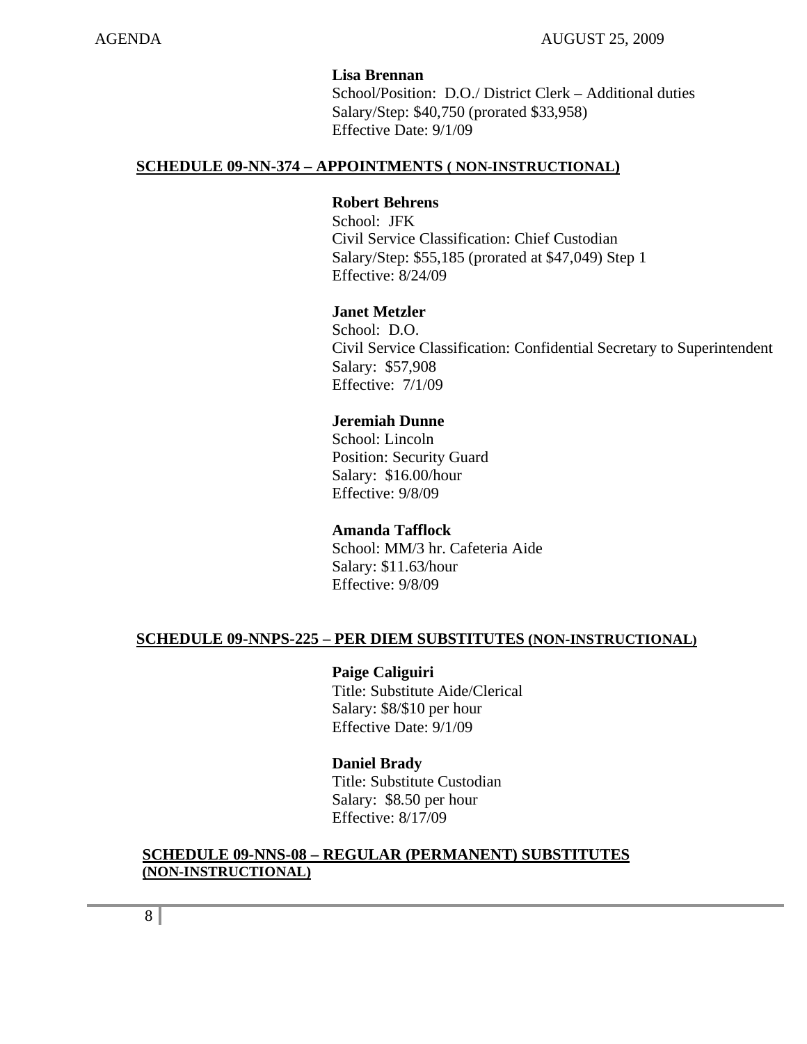**Lisa Brennan**
School/Position: D.O./ District Clerk – Additional duties
Salary/Step: $40,750 (prorated $33,958)
Effective Date: 9/1/09

**SCHEDULE 09-NN-374 – APPOINTMENTS ( NON-INSTRUCTIONAL)**

**Robert Behrens**
School: JFK
Civil Service Classification: Chief Custodian
Salary/Step: $55,185 (prorated at $47,049) Step 1
Effective: 8/24/09

**Janet Metzler**
School: D.O.
Civil Service Classification: Confidential Secretary to Superintendent
Salary: $57,908
Effective: 7/1/09

**Jeremiah Dunne**
School: Lincoln
Position: Security Guard
Salary: $16.00/hour
Effective: 9/8/09

**Amanda Tafflock**
School: MM/3 hr. Cafeteria Aide
Salary: $11.63/hour
Effective: 9/8/09

**SCHEDULE 09-NNPS-225 – PER DIEM SUBSTITUTES (NON-INSTRUCTIONAL)**

**Paige Caliguiri**
Title: Substitute Aide/Clerical
Salary: $8/$10 per hour
Effective Date: 9/1/09

**Daniel Brady**
Title: Substitute Custodian
Salary: $8.50 per hour
Effective: 8/17/09

**SCHEDULE 09-NNS-08 – REGULAR (PERMANENT) SUBSTITUTES (NON-INSTRUCTIONAL)**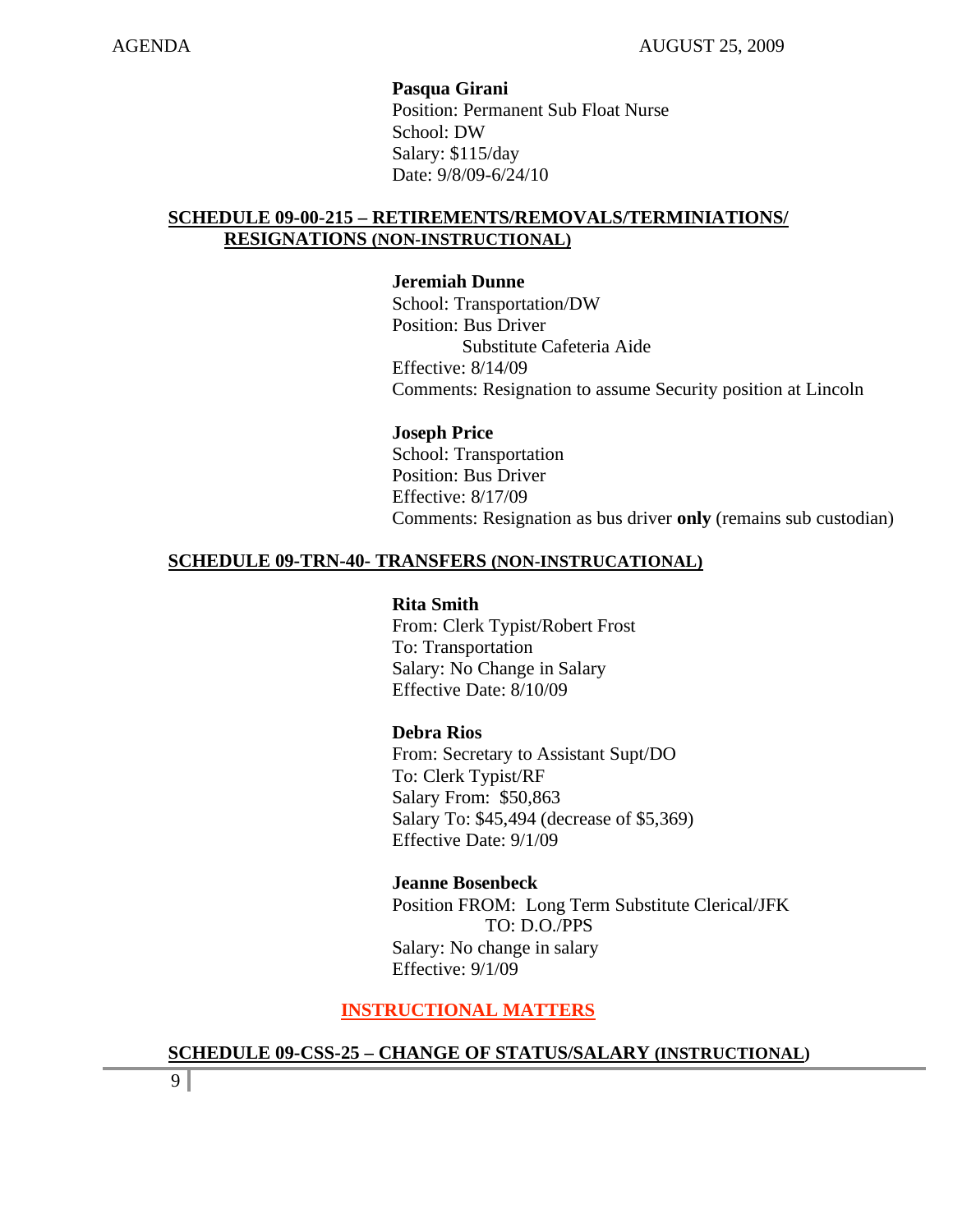**Pasqua Girani**
Position: Permanent Sub Float Nurse
School: DW
Salary: $115/day
Date: 9/8/09-6/24/10

## SCHEDULE 09-00-215 – RETIREMENTS/REMOVALS/TERMINIATIONS/ RESIGNATIONS (NON-INSTRUCTIONAL)

**Jeremiah Dunne**
School: Transportation/DW
Position: Bus Driver
Substitute Cafeteria Aide
Effective: 8/14/09
Comments: Resignation to assume Security position at Lincoln

**Joseph Price**
School: Transportation
Position: Bus Driver
Effective: 8/17/09
Comments: Resignation as bus driver **only** (remains sub custodian)

## SCHEDULE 09-TRN-40- TRANSFERS (NON-INSTRUCATIONAL)

**Rita Smith**
From: Clerk Typist/Robert Frost
To: Transportation
Salary: No Change in Salary
Effective Date: 8/10/09

**Debra Rios**
From: Secretary to Assistant Supt/DO
To: Clerk Typist/RF
Salary From: $50,863
Salary To: $45,494 (decrease of $5,369)
Effective Date: 9/1/09

**Jeanne Bosenbeck**
Position FROM: Long Term Substitute Clerical/JFK
TO: D.O./PPS
Salary: No change in salary
Effective: 9/1/09

# INSTRUCTIONAL MATTERS

## SCHEDULE 09-CSS-25 – CHANGE OF STATUS/SALARY (INSTRUCTIONAL)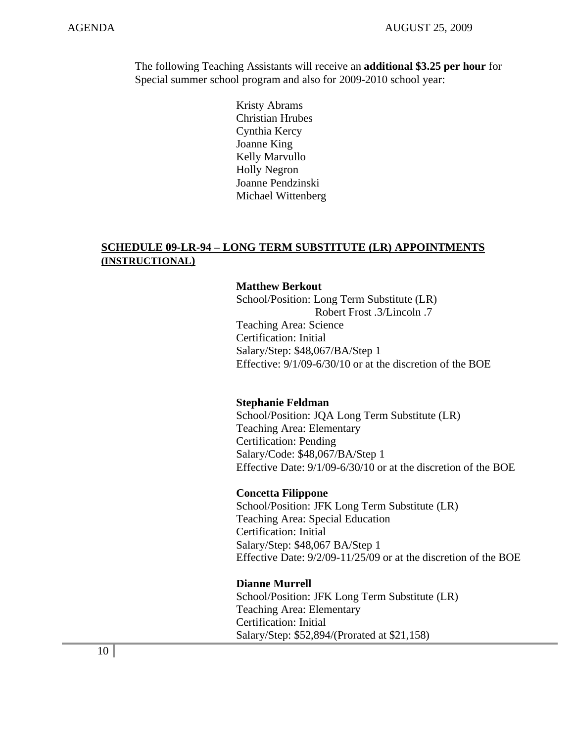The following Teaching Assistants will receive an **additional $3.25 per hour** for Special summer school program and also for 2009-2010 school year:

Kristy Abrams
Christian Hrubes
Cynthia Kercy
Joanne King
Kelly Marvullo
Holly Negron
Joanne Pendzinski
Michael Wittenberg

**SCHEDULE 09-LR-94 – LONG TERM SUBSTITUTE (LR) APPOINTMENTS (INSTRUCTIONAL)**

**Matthew Berkout**
School/Position: Long Term Substitute (LR)
Robert Frost .3/Lincoln .7
Teaching Area: Science
Certification: Initial
Salary/Step: $48,067/BA/Step 1
Effective: 9/1/09-6/30/10 or at the discretion of the BOE

**Stephanie Feldman**
School/Position: JQA Long Term Substitute (LR)
Teaching Area: Elementary
Certification: Pending
Salary/Code: $48,067/BA/Step 1
Effective Date: 9/1/09-6/30/10 or at the discretion of the BOE

**Concetta Filippone**
School/Position: JFK Long Term Substitute (LR)
Teaching Area: Special Education
Certification: Initial
Salary/Step: $48,067 BA/Step 1
Effective Date: 9/2/09-11/25/09 or at the discretion of the BOE

**Dianne Murrell**
School/Position: JFK Long Term Substitute (LR)
Teaching Area: Elementary
Certification: Initial
Salary/Step: $52,894/(Prorated at $21,158)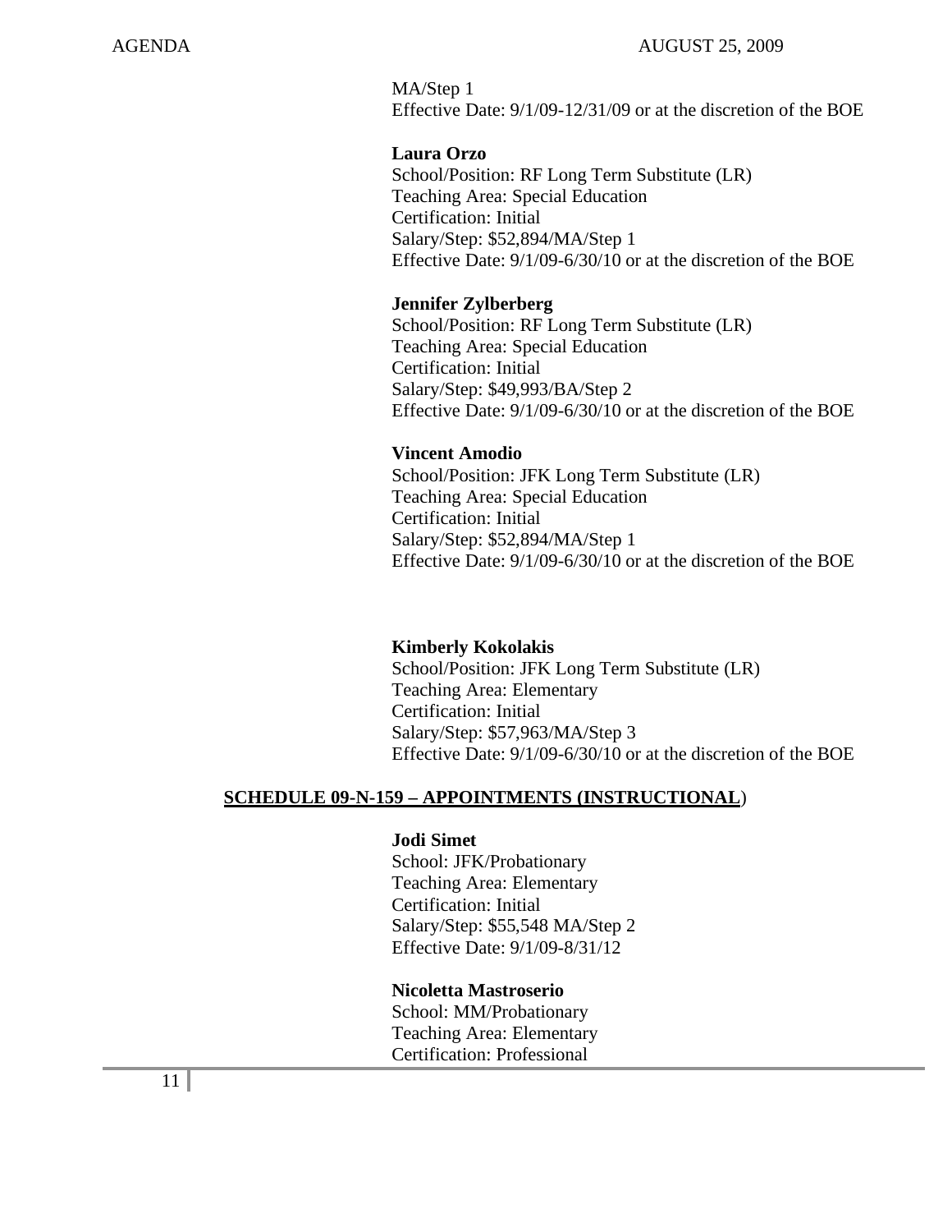MA/Step 1
Effective Date: 9/1/09-12/31/09 or at the discretion of the BOE

**Laura Orzo**
School/Position: RF Long Term Substitute (LR)
Teaching Area: Special Education
Certification: Initial
Salary/Step: $52,894/MA/Step 1
Effective Date: 9/1/09-6/30/10 or at the discretion of the BOE

**Jennifer Zylberberg**
School/Position: RF Long Term Substitute (LR)
Teaching Area: Special Education
Certification: Initial
Salary/Step: $49,993/BA/Step 2
Effective Date: 9/1/09-6/30/10 or at the discretion of the BOE

**Vincent Amodio**
School/Position: JFK Long Term Substitute (LR)
Teaching Area: Special Education
Certification: Initial
Salary/Step: $52,894/MA/Step 1
Effective Date: 9/1/09-6/30/10 or at the discretion of the BOE

**Kimberly Kokolakis**
School/Position: JFK Long Term Substitute (LR)
Teaching Area: Elementary
Certification: Initial
Salary/Step: $57,963/MA/Step 3
Effective Date: 9/1/09-6/30/10 or at the discretion of the BOE

## SCHEDULE 09-N-159 – APPOINTMENTS (INSTRUCTIONAL)

**Jodi Simet**
School: JFK/Probationary
Teaching Area: Elementary
Certification: Initial
Salary/Step: $55,548 MA/Step 2
Effective Date: 9/1/09-8/31/12

**Nicoletta Mastroserio**
School: MM/Probationary
Teaching Area: Elementary
Certification: Professional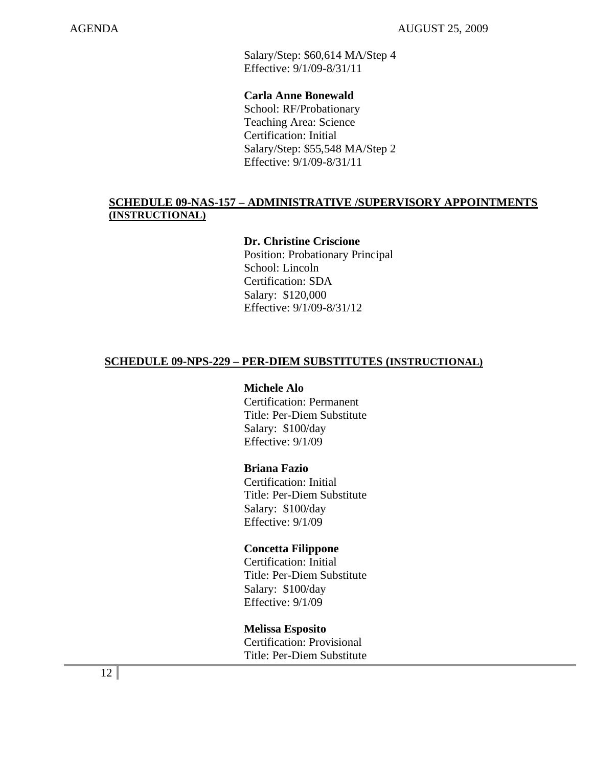Salary/Step: $60,614 MA/Step 4
Effective: 9/1/09-8/31/11

**Carla Anne Bonewald**
School: RF/Probationary
Teaching Area: Science
Certification: Initial
Salary/Step: $55,548 MA/Step 2
Effective: 9/1/09-8/31/11

**SCHEDULE 09-NAS-157 – ADMINISTRATIVE /SUPERVISORY APPOINTMENTS (INSTRUCTIONAL)**

**Dr. Christine Criscione**
Position: Probationary Principal
School: Lincoln
Certification: SDA
Salary: $120,000
Effective: 9/1/09-8/31/12

**SCHEDULE 09-NPS-229 – PER-DIEM SUBSTITUTES (INSTRUCTIONAL)**

**Michele Alo**
Certification: Permanent
Title: Per-Diem Substitute
Salary: $100/day
Effective: 9/1/09

**Briana Fazio**
Certification: Initial
Title: Per-Diem Substitute
Salary: $100/day
Effective: 9/1/09

**Concetta Filippone**
Certification: Initial
Title: Per-Diem Substitute
Salary: $100/day
Effective: 9/1/09

**Melissa Esposito**
Certification: Provisional
Title: Per-Diem Substitute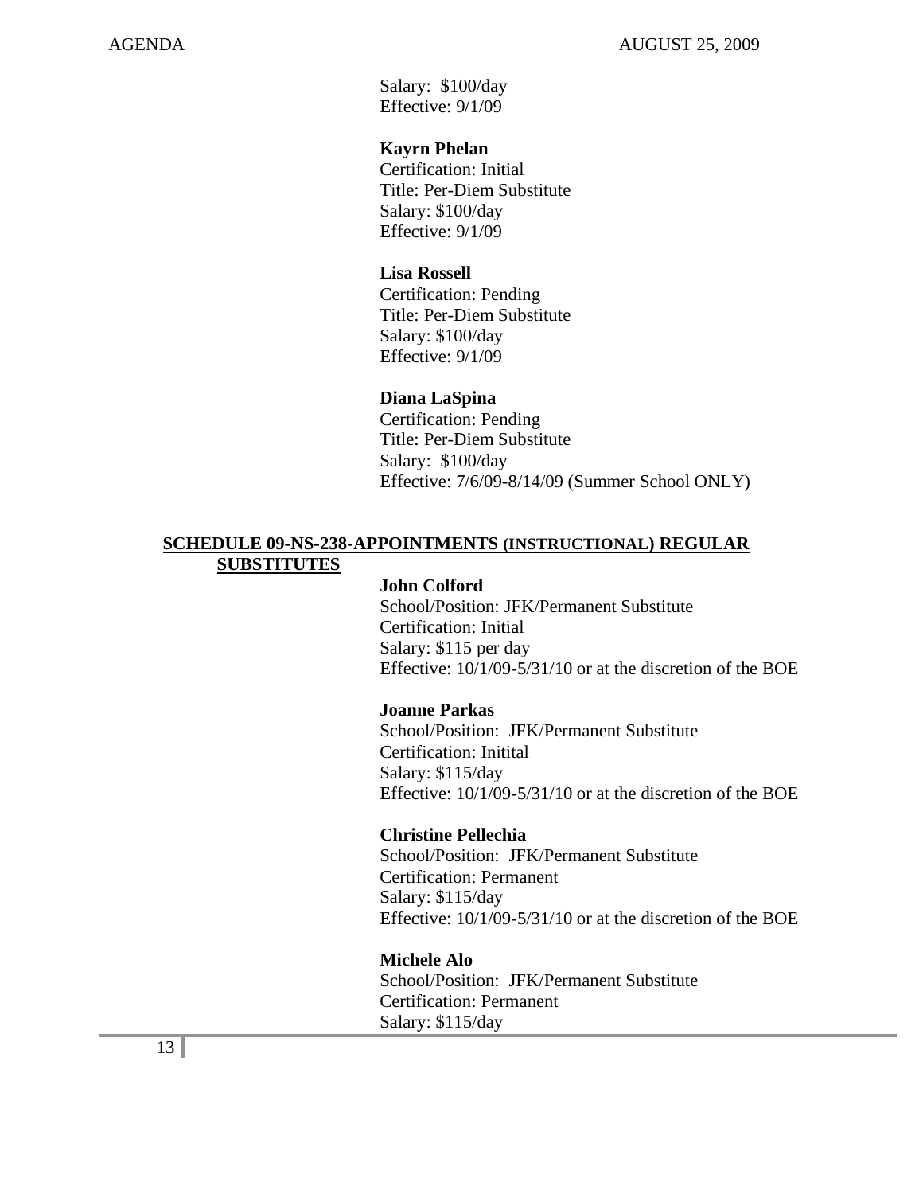Salary:  $100/day
Effective: 9/1/09

**Kayrn Phelan**
Certification: Initial
Title: Per-Diem Substitute
Salary: $100/day
Effective: 9/1/09

**Lisa Rossell**
Certification: Pending
Title: Per-Diem Substitute
Salary: $100/day
Effective: 9/1/09

**Diana LaSpina**
Certification: Pending
Title: Per-Diem Substitute
Salary:  $100/day
Effective: 7/6/09-8/14/09 (Summer School ONLY)

**SCHEDULE 09-NS-238-APPOINTMENTS (INSTRUCTIONAL) REGULAR SUBSTITUTES**

**John Colford**
School/Position: JFK/Permanent Substitute
Certification: Initial
Salary: $115 per day
Effective: 10/1/09-5/31/10 or at the discretion of the BOE

**Joanne Parkas**
School/Position:  JFK/Permanent Substitute
Certification: Initital
Salary: $115/day
Effective: 10/1/09-5/31/10 or at the discretion of the BOE

**Christine Pellechia**
School/Position:  JFK/Permanent Substitute
Certification: Permanent
Salary: $115/day
Effective: 10/1/09-5/31/10 or at the discretion of the BOE

**Michele Alo**
School/Position:  JFK/Permanent Substitute
Certification: Permanent
Salary: $115/day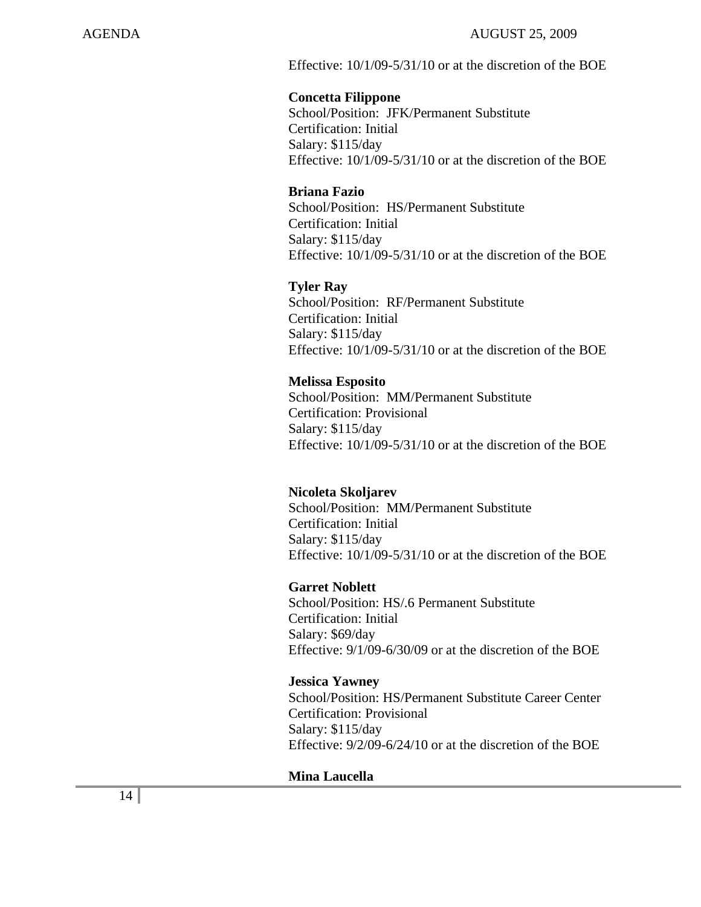Effective: 10/1/09-5/31/10 or at the discretion of the BOE

**Concetta Filippone**
School/Position: JFK/Permanent Substitute
Certification: Initial
Salary: $115/day
Effective: 10/1/09-5/31/10 or at the discretion of the BOE

**Briana Fazio**
School/Position: HS/Permanent Substitute
Certification: Initial
Salary: $115/day
Effective: 10/1/09-5/31/10 or at the discretion of the BOE

**Tyler Ray**
School/Position: RF/Permanent Substitute
Certification: Initial
Salary: $115/day
Effective: 10/1/09-5/31/10 or at the discretion of the BOE

**Melissa Esposito**
School/Position: MM/Permanent Substitute
Certification: Provisional
Salary: $115/day
Effective: 10/1/09-5/31/10 or at the discretion of the BOE

**Nicoleta Skoljarev**
School/Position: MM/Permanent Substitute
Certification: Initial
Salary: $115/day
Effective: 10/1/09-5/31/10 or at the discretion of the BOE

**Garret Noblett**
School/Position: HS/.6 Permanent Substitute
Certification: Initial
Salary: $69/day
Effective: 9/1/09-6/30/09 or at the discretion of the BOE

**Jessica Yawney**
School/Position: HS/Permanent Substitute Career Center
Certification: Provisional
Salary: $115/day
Effective: 9/2/09-6/24/10 or at the discretion of the BOE

**Mina Laucella**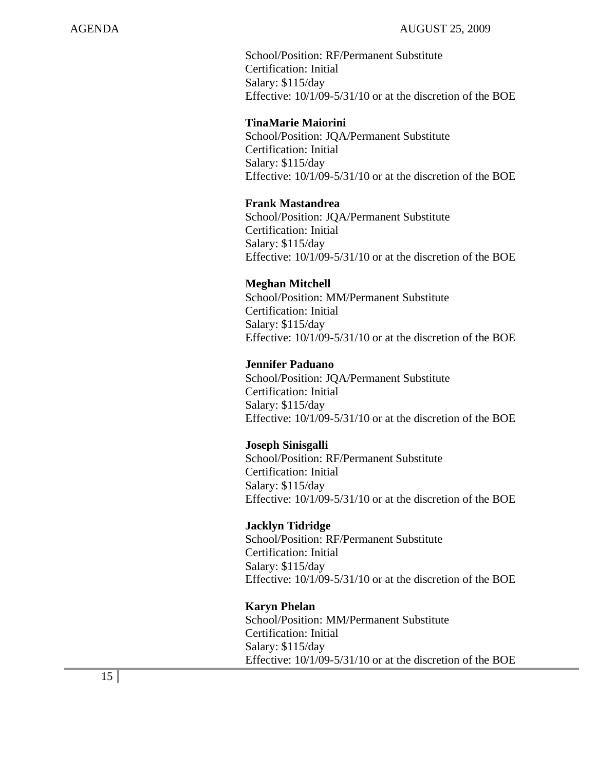School/Position: RF/Permanent Substitute
Certification: Initial
Salary: $115/day
Effective: 10/1/09-5/31/10 or at the discretion of the BOE

**TinaMarie Maiorini**
School/Position: JQA/Permanent Substitute
Certification: Initial
Salary: $115/day
Effective: 10/1/09-5/31/10 or at the discretion of the BOE

**Frank Mastandrea**
School/Position: JQA/Permanent Substitute
Certification: Initial
Salary: $115/day
Effective: 10/1/09-5/31/10 or at the discretion of the BOE

**Meghan Mitchell**
School/Position: MM/Permanent Substitute
Certification: Initial
Salary: $115/day
Effective: 10/1/09-5/31/10 or at the discretion of the BOE

**Jennifer Paduano**
School/Position: JQA/Permanent Substitute
Certification: Initial
Salary: $115/day
Effective: 10/1/09-5/31/10 or at the discretion of the BOE

**Joseph Sinisgalli**
School/Position: RF/Permanent Substitute
Certification: Initial
Salary: $115/day
Effective: 10/1/09-5/31/10 or at the discretion of the BOE

**Jacklyn Tidridge**
School/Position: RF/Permanent Substitute
Certification: Initial
Salary: $115/day
Effective: 10/1/09-5/31/10 or at the discretion of the BOE

**Karyn Phelan**
School/Position: MM/Permanent Substitute
Certification: Initial
Salary: $115/day
Effective: 10/1/09-5/31/10 or at the discretion of the BOE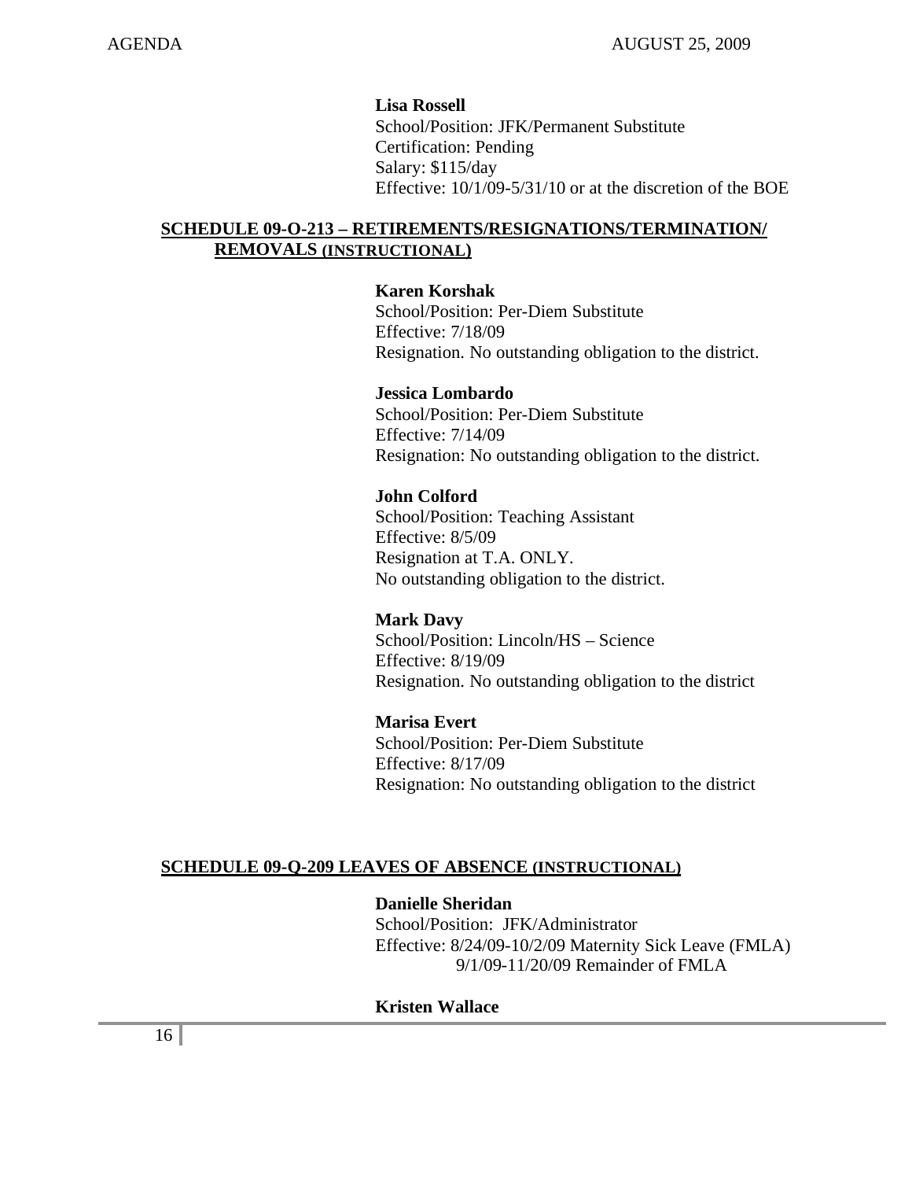**Lisa Rossell**
School/Position: JFK/Permanent Substitute
Certification: Pending
Salary: $115/day
Effective: 10/1/09-5/31/10 or at the discretion of the BOE

## SCHEDULE 09-O-213 – RETIREMENTS/RESIGNATIONS/TERMINATION/ REMOVALS (INSTRUCTIONAL)

**Karen Korshak**
School/Position: Per-Diem Substitute
Effective: 7/18/09
Resignation. No outstanding obligation to the district.

**Jessica Lombardo**
School/Position: Per-Diem Substitute
Effective: 7/14/09
Resignation: No outstanding obligation to the district.

**John Colford**
School/Position: Teaching Assistant
Effective: 8/5/09
Resignation at T.A. ONLY.
No outstanding obligation to the district.

**Mark Davy**
School/Position: Lincoln/HS – Science
Effective: 8/19/09
Resignation. No outstanding obligation to the district

**Marisa Evert**
School/Position: Per-Diem Substitute
Effective: 8/17/09
Resignation: No outstanding obligation to the district

## SCHEDULE 09-Q-209 LEAVES OF ABSENCE (INSTRUCTIONAL)

**Danielle Sheridan**
School/Position: JFK/Administrator
Effective: 8/24/09-10/2/09 Maternity Sick Leave (FMLA)
9/1/09-11/20/09 Remainder of FMLA

**Kristen Wallace**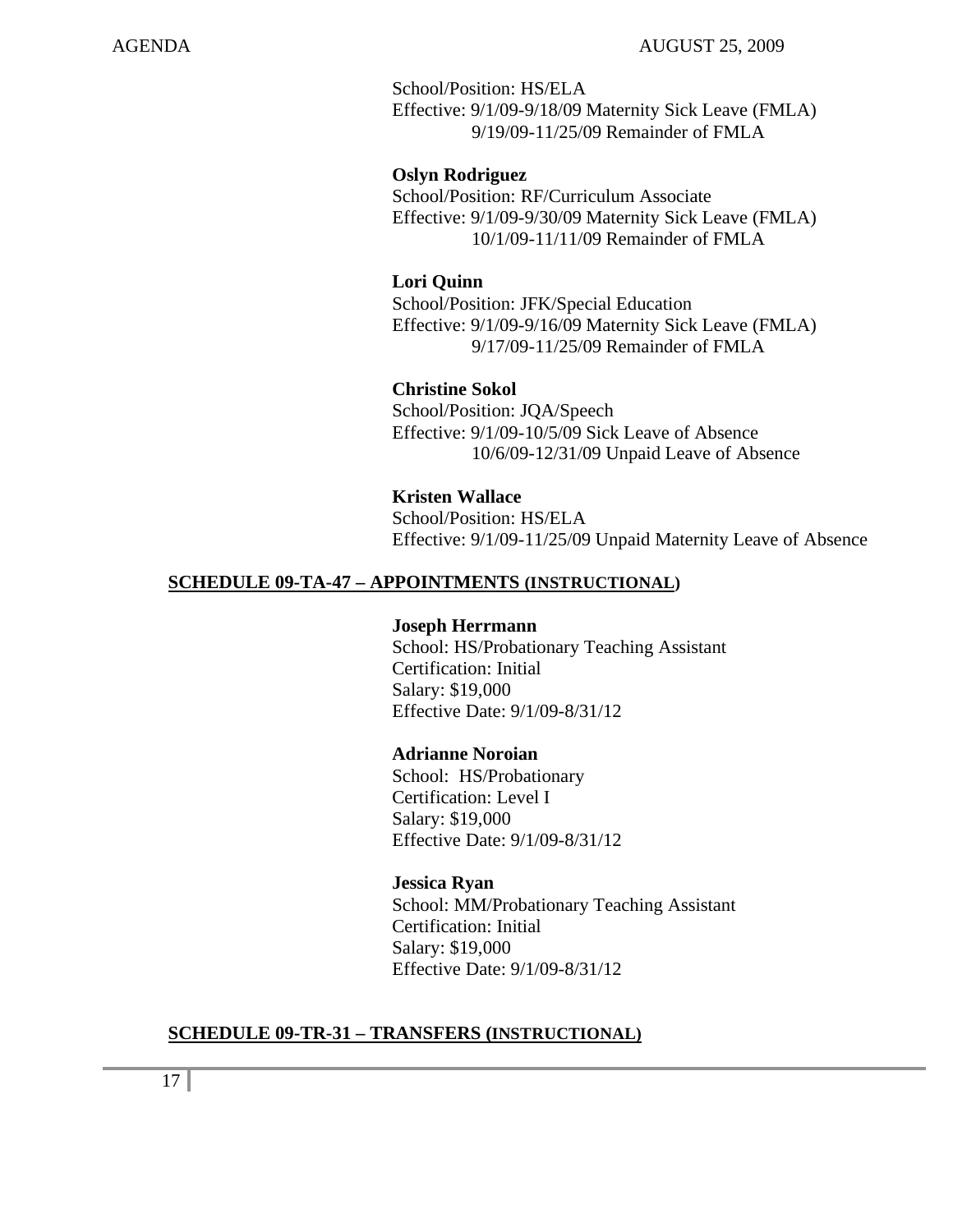School/Position: HS/ELA
Effective: 9/1/09-9/18/09 Maternity Sick Leave (FMLA)
9/19/09-11/25/09 Remainder of FMLA

**Oslyn Rodriguez**
School/Position: RF/Curriculum Associate
Effective: 9/1/09-9/30/09 Maternity Sick Leave (FMLA)
10/1/09-11/11/09 Remainder of FMLA

**Lori Quinn**
School/Position: JFK/Special Education
Effective: 9/1/09-9/16/09 Maternity Sick Leave (FMLA)
9/17/09-11/25/09 Remainder of FMLA

**Christine Sokol**
School/Position: JQA/Speech
Effective: 9/1/09-10/5/09 Sick Leave of Absence
10/6/09-12/31/09 Unpaid Leave of Absence

**Kristen Wallace**
School/Position: HS/ELA
Effective: 9/1/09-11/25/09 Unpaid Maternity Leave of Absence

**SCHEDULE 09-TA-47 – APPOINTMENTS (INSTRUCTIONAL)**

**Joseph Herrmann**
School: HS/Probationary Teaching Assistant
Certification: Initial
Salary: $19,000
Effective Date: 9/1/09-8/31/12

**Adrianne Noroian**
School: HS/Probationary
Certification: Level I
Salary: $19,000
Effective Date: 9/1/09-8/31/12

**Jessica Ryan**
School: MM/Probationary Teaching Assistant
Certification: Initial
Salary: $19,000
Effective Date: 9/1/09-8/31/12

**SCHEDULE 09-TR-31 – TRANSFERS (INSTRUCTIONAL)**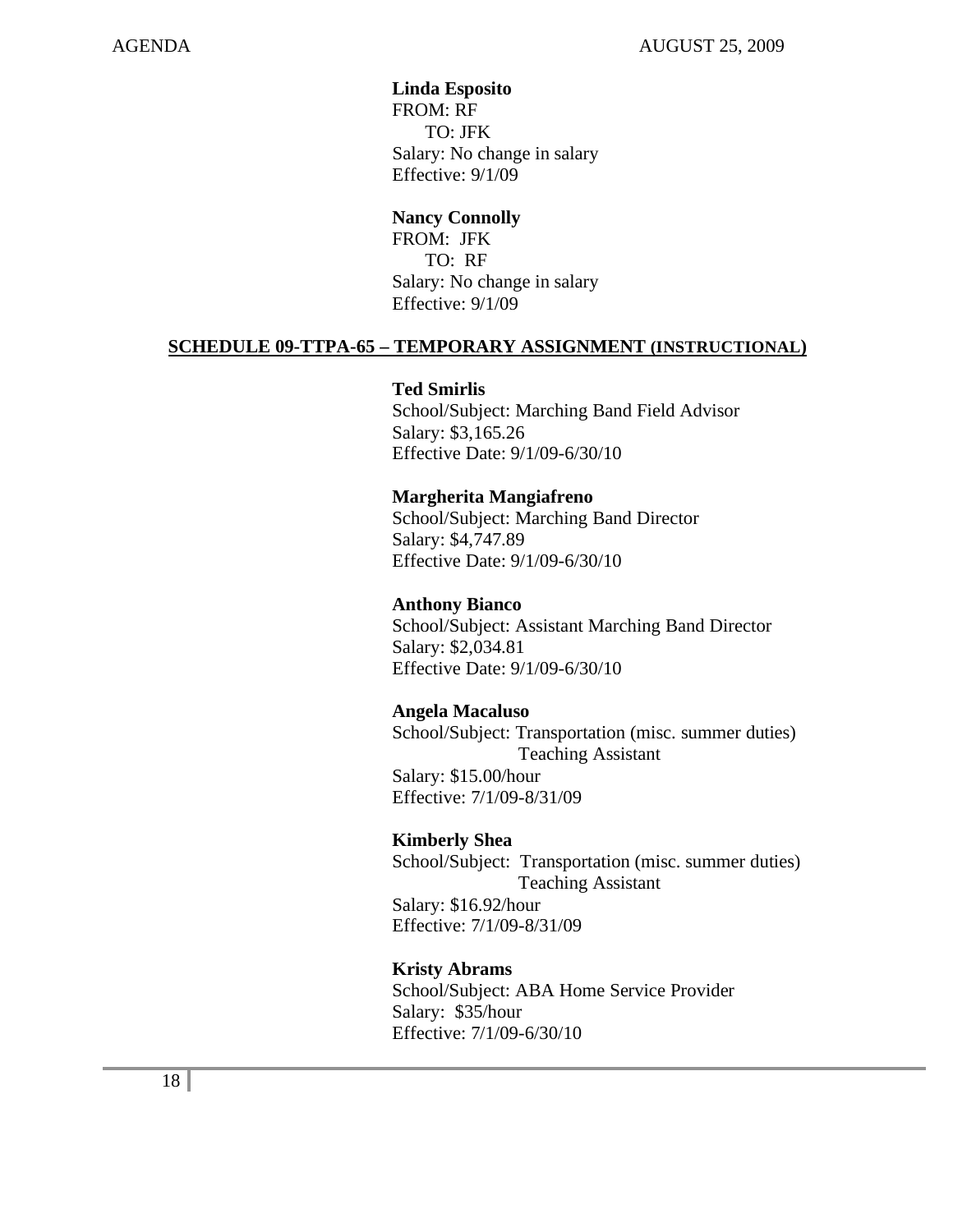**Linda Esposito**
FROM: RF
TO: JFK
Salary: No change in salary
Effective: 9/1/09

**Nancy Connolly**
FROM: JFK
TO: RF
Salary: No change in salary
Effective: 9/1/09

**SCHEDULE 09-TTPA-65 – TEMPORARY ASSIGNMENT (INSTRUCTIONAL)**

**Ted Smirlis**
School/Subject: Marching Band Field Advisor
Salary: $3,165.26
Effective Date: 9/1/09-6/30/10

**Margherita Mangiafreno**
School/Subject: Marching Band Director
Salary: $4,747.89
Effective Date: 9/1/09-6/30/10

**Anthony Bianco**
School/Subject: Assistant Marching Band Director
Salary: $2,034.81
Effective Date: 9/1/09-6/30/10

**Angela Macaluso**
School/Subject: Transportation (misc. summer duties)
Teaching Assistant
Salary: $15.00/hour
Effective: 7/1/09-8/31/09

**Kimberly Shea**
School/Subject: Transportation (misc. summer duties)
Teaching Assistant
Salary: $16.92/hour
Effective: 7/1/09-8/31/09

**Kristy Abrams**
School/Subject: ABA Home Service Provider
Salary: $35/hour
Effective: 7/1/09-6/30/10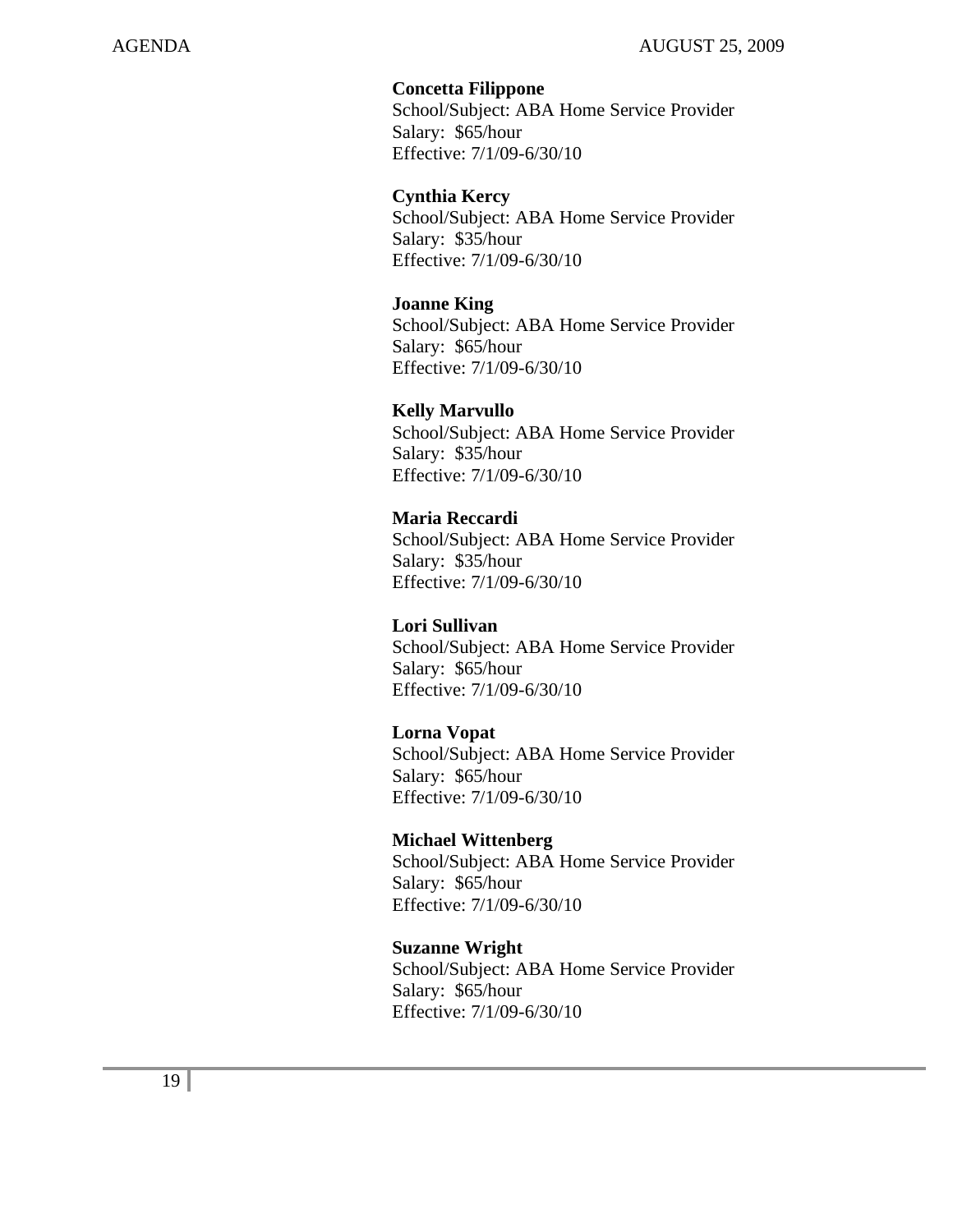**Concetta Filippone**
School/Subject: ABA Home Service Provider
Salary: $65/hour
Effective: 7/1/09-6/30/10

**Cynthia Kercy**
School/Subject: ABA Home Service Provider
Salary: $35/hour
Effective: 7/1/09-6/30/10

**Joanne King**
School/Subject: ABA Home Service Provider
Salary: $65/hour
Effective: 7/1/09-6/30/10

**Kelly Marvullo**
School/Subject: ABA Home Service Provider
Salary: $35/hour
Effective: 7/1/09-6/30/10

**Maria Reccardi**
School/Subject: ABA Home Service Provider
Salary: $35/hour
Effective: 7/1/09-6/30/10

**Lori Sullivan**
School/Subject: ABA Home Service Provider
Salary: $65/hour
Effective: 7/1/09-6/30/10

**Lorna Vopat**
School/Subject: ABA Home Service Provider
Salary: $65/hour
Effective: 7/1/09-6/30/10

**Michael Wittenberg**
School/Subject: ABA Home Service Provider
Salary: $65/hour
Effective: 7/1/09-6/30/10

**Suzanne Wright**
School/Subject: ABA Home Service Provider
Salary: $65/hour
Effective: 7/1/09-6/30/10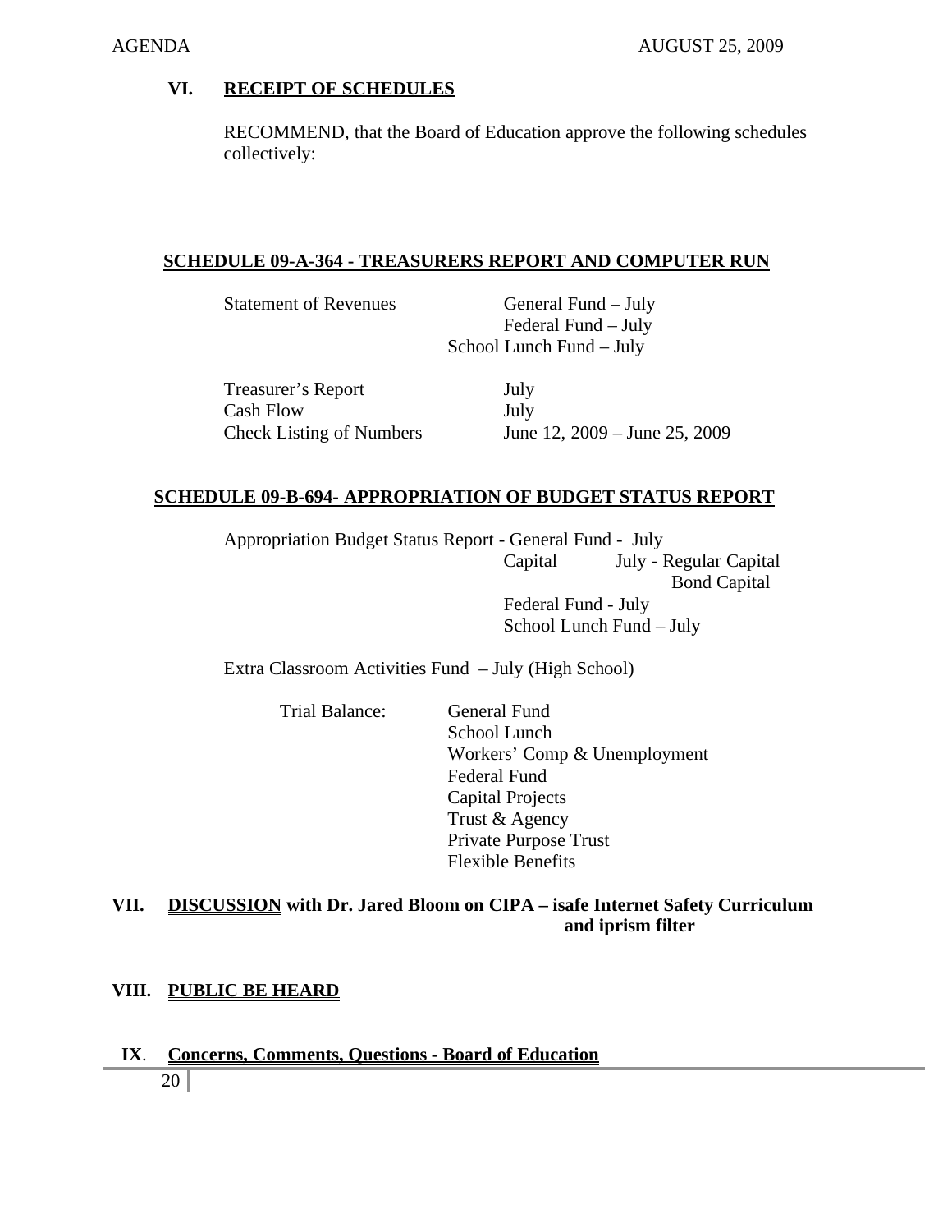## VI. RECEIPT OF SCHEDULES

RECOMMEND, that the Board of Education approve the following schedules collectively:

### SCHEDULE 09-A-364 - TREASURERS REPORT AND COMPUTER RUN

| | |
|---|---|
| Statement of Revenues | General Fund – July |
| | Federal Fund – July |
| | School Lunch Fund – July |
| Treasurer's Report | July |
| Cash Flow | July |
| Check Listing of Numbers | June 12, 2009 – June 25, 2009 |

### SCHEDULE 09-B-694- APPROPRIATION OF BUDGET STATUS REPORT

Appropriation Budget Status Report - General Fund - July
Capital July - Regular Capital
Bond Capital
Federal Fund - July
School Lunch Fund – July

Extra Classroom Activities Fund – July (High School)

Trial Balance:
- General Fund
- School Lunch
- Workers' Comp & Unemployment
- Federal Fund
- Capital Projects
- Trust & Agency
- Private Purpose Trust
- Flexible Benefits

## VII. DISCUSSION with Dr. Jared Bloom on CIPA – isafe Internet Safety Curriculum and iprism filter

## VIII. PUBLIC BE HEARD

## IX. Concerns, Comments, Questions - Board of Education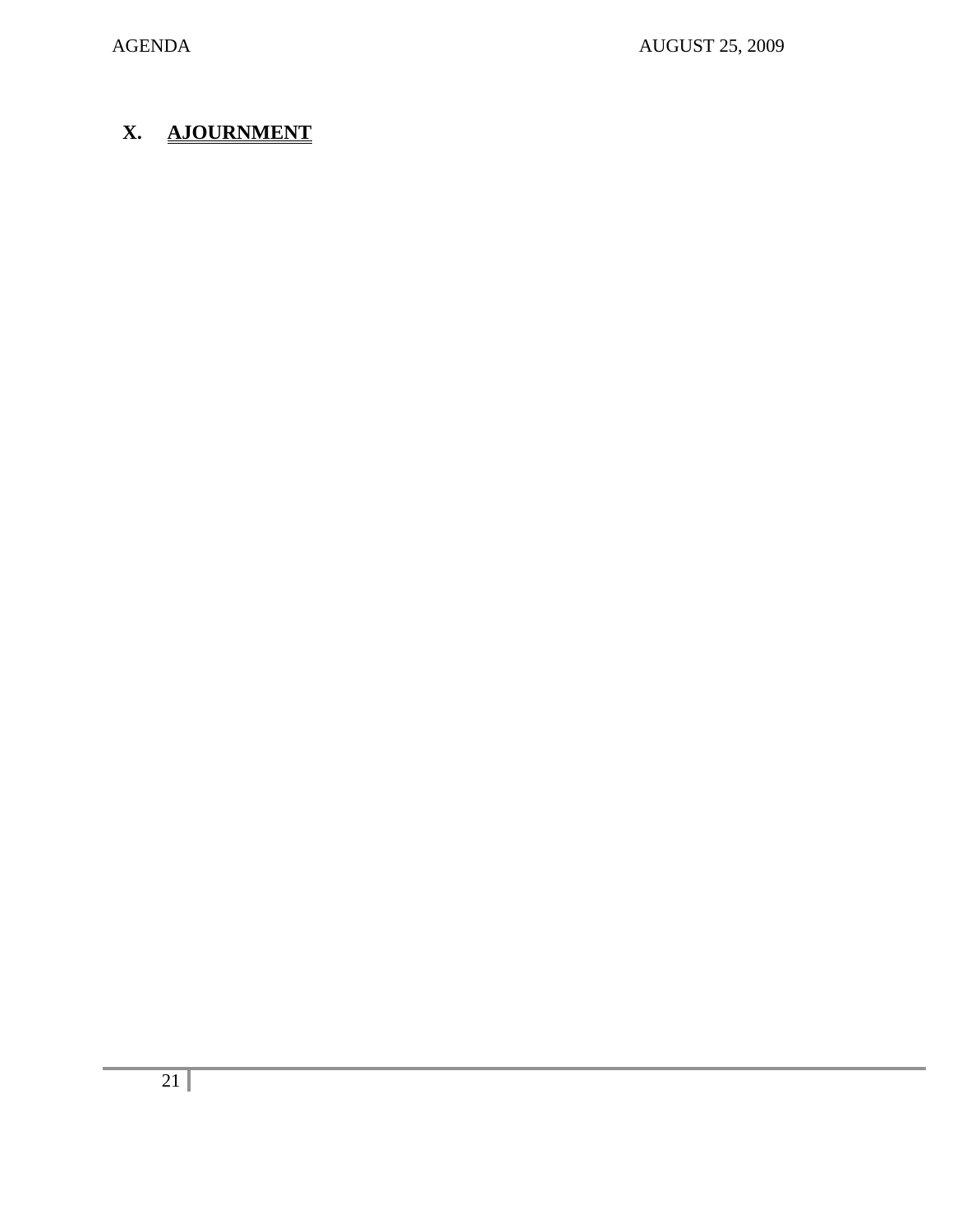## X. AJOURNMENT